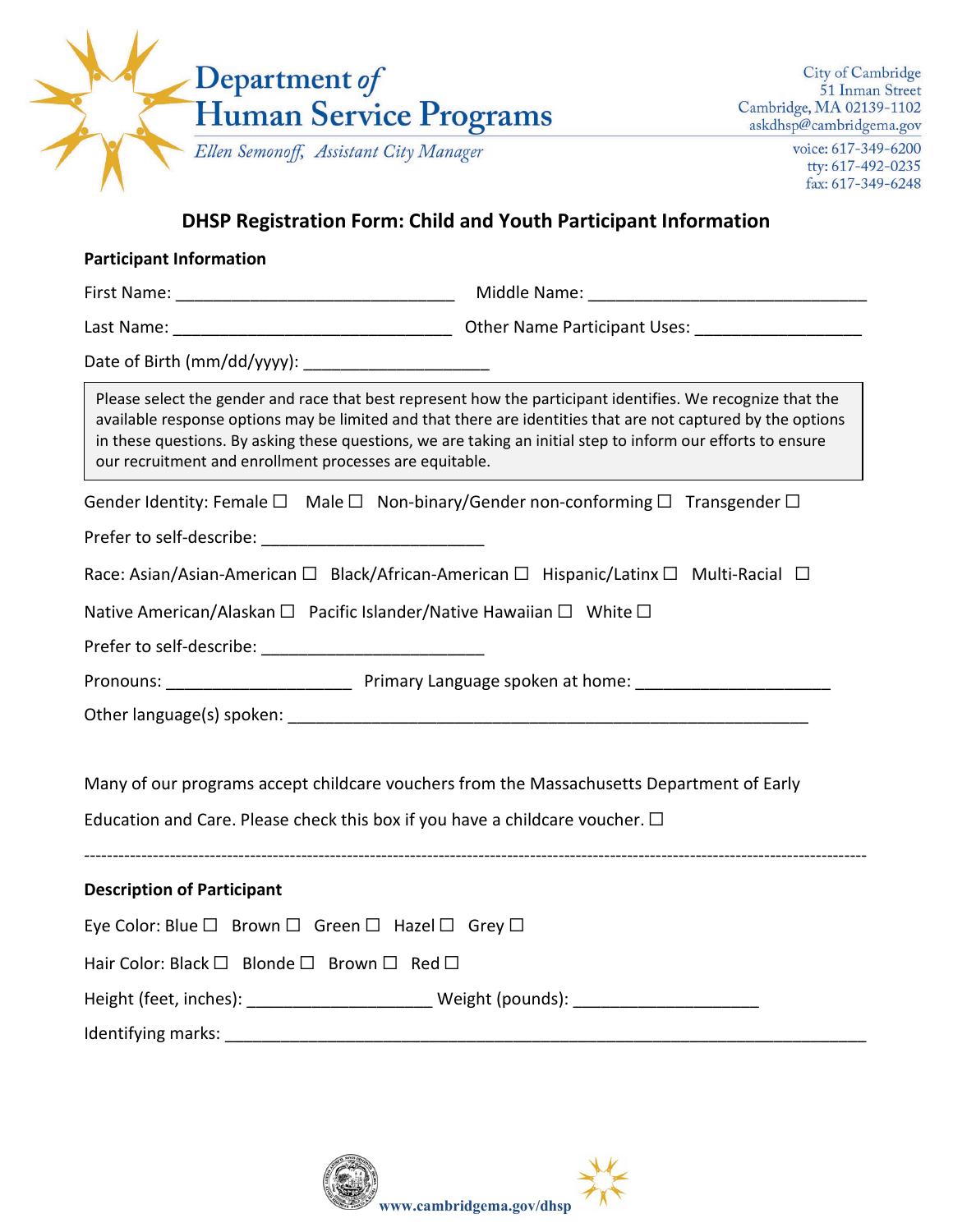**Department of Human Service Programs**

*Ellen Semonoff, Assistant City Manager*

City of Cambridge
51 Inman Street
Cambridge, MA 02139-1102
askdhsp@cambridgema.gov

voice: 617-349-6200
tty: 617-492-0235
fax: 617-349-6248

## DHSP Registration Form: Child and Youth Participant Information

### Participant Information

First Name: _______________________________ Middle Name: _______________________________

Last Name: _______________________________ Other Name Participant Uses: __________________

Date of Birth (mm/dd/yyyy): ____________________

> Please select the gender and race that best represent how the participant identifies. We recognize that the available response options may be limited and that there are identities that are not captured by the options in these questions. By asking these questions, we are taking an initial step to inform our efforts to ensure our recruitment and enrollment processes are equitable.

Gender Identity: Female ☐ Male ☐ Non-binary/Gender non-conforming ☐ Transgender ☐

Prefer to self-describe: ________________________

Race: Asian/Asian-American ☐ Black/African-American ☐ Hispanic/Latinx ☐ Multi-Racial ☐

Native American/Alaskan ☐ Pacific Islander/Native Hawaiian ☐ White ☐

Prefer to self-describe: ________________________

Pronouns: ____________________ Primary Language spoken at home: _____________________

Other language(s) spoken: _________________________________________________________

Many of our programs accept childcare vouchers from the Massachusetts Department of Early Education and Care. Please check this box if you have a childcare voucher. ☐

---

### Description of Participant

Eye Color: Blue ☐ Brown ☐ Green ☐ Hazel ☐ Grey ☐

Hair Color: Black ☐ Blonde ☐ Brown ☐ Red ☐

Height (feet, inches): ____________________ Weight (pounds): ____________________

Identifying marks: ______________________________________________________________________

www.cambridgema.gov/dhsp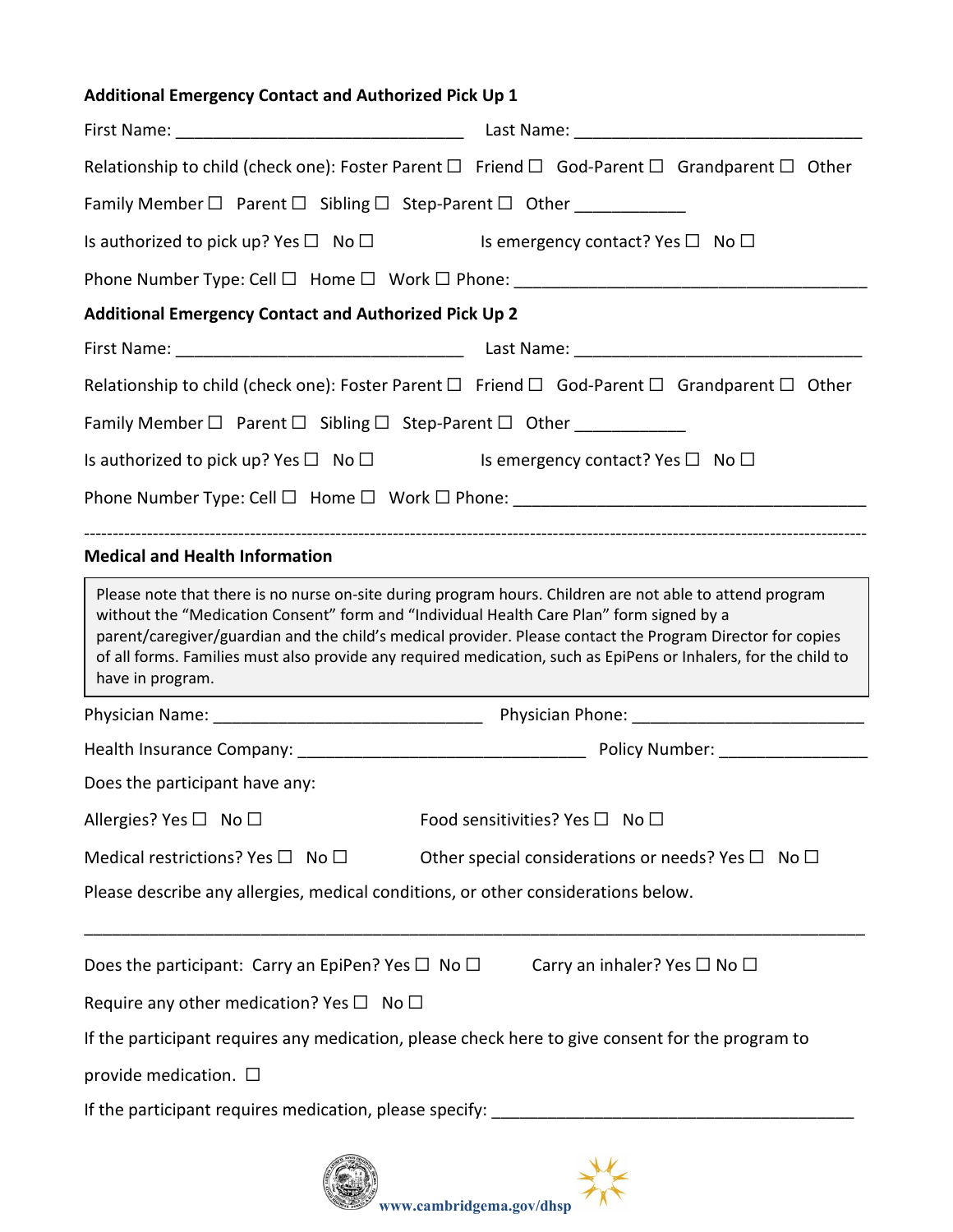**Additional Emergency Contact and Authorized Pick Up 1**

First Name: ______________________________ Last Name: ______________________________

Relationship to child (check one): Foster Parent ☐ Friend ☐ God-Parent ☐ Grandparent ☐ Other Family Member ☐ Parent ☐ Sibling ☐ Step-Parent ☐ Other ___________

Is authorized to pick up? Yes ☐ No ☐ Is emergency contact? Yes ☐ No ☐

Phone Number Type: Cell ☐ Home ☐ Work ☐ Phone: ____________________________________

**Additional Emergency Contact and Authorized Pick Up 2**

First Name: ______________________________ Last Name: ______________________________

Relationship to child (check one): Foster Parent ☐ Friend ☐ God-Parent ☐ Grandparent ☐ Other Family Member ☐ Parent ☐ Sibling ☐ Step-Parent ☐ Other ___________

Is authorized to pick up? Yes ☐ No ☐ Is emergency contact? Yes ☐ No ☐

Phone Number Type: Cell ☐ Home ☐ Work ☐ Phone: ____________________________________

---

**Medical and Health Information**

> Please note that there is no nurse on-site during program hours. Children are not able to attend program without the "Medication Consent" form and "Individual Health Care Plan" form signed by a parent/caregiver/guardian and the child's medical provider. Please contact the Program Director for copies of all forms. Families must also provide any required medication, such as EpiPens or Inhalers, for the child to have in program.

Physician Name: ____________________________ Physician Phone: _______________________

Health Insurance Company: ____________________________ Policy Number: _______________

Does the participant have any:

Allergies? Yes ☐ No ☐ Food sensitivities? Yes ☐ No ☐

Medical restrictions? Yes ☐ No ☐ Other special considerations or needs? Yes ☐ No ☐

Please describe any allergies, medical conditions, or other considerations below.

_______________________________________________________________________________

Does the participant: Carry an EpiPen? Yes ☐ No ☐ Carry an inhaler? Yes ☐ No ☐

Require any other medication? Yes ☐ No ☐

If the participant requires any medication, please check here to give consent for the program to provide medication. ☐

If the participant requires medication, please specify: _____________________________________

www.cambridgema.gov/dhsp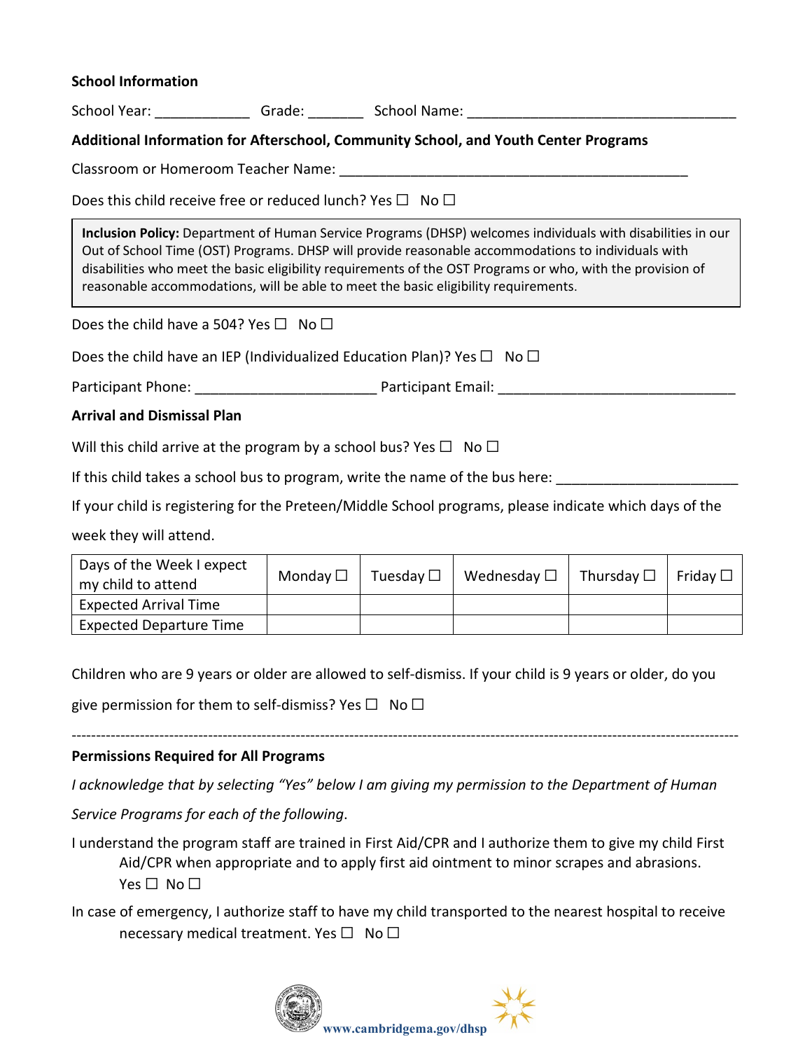**School Information**

School Year: ____________ Grade: _______ School Name: __________________________________

**Additional Information for Afterschool, Community School, and Youth Center Programs**

Classroom or Homeroom Teacher Name: _____________________________________________

Does this child receive free or reduced lunch? Yes ☐ No ☐

> **Inclusion Policy:** Department of Human Service Programs (DHSP) welcomes individuals with disabilities in our Out of School Time (OST) Programs. DHSP will provide reasonable accommodations to individuals with disabilities who meet the basic eligibility requirements of the OST Programs or who, with the provision of reasonable accommodations, will be able to meet the basic eligibility requirements.

Does the child have a 504? Yes ☐ No ☐

Does the child have an IEP (Individualized Education Plan)? Yes ☐ No ☐

Participant Phone: ______________________ Participant Email: ______________________________

**Arrival and Dismissal Plan**

Will this child arrive at the program by a school bus? Yes ☐ No ☐

If this child takes a school bus to program, write the name of the bus here: ______________________

If your child is registering for the Preteen/Middle School programs, please indicate which days of the week they will attend.

| Days of the Week I expect my child to attend | Monday ☐ | Tuesday ☐ | Wednesday ☐ | Thursday ☐ | Friday ☐ |
|---|---|---|---|---|---|
| Expected Arrival Time | | | | | |
| Expected Departure Time | | | | | |

Children who are 9 years or older are allowed to self-dismiss. If your child is 9 years or older, do you give permission for them to self-dismiss? Yes ☐ No ☐

---

**Permissions Required for All Programs**

*I acknowledge that by selecting "Yes" below I am giving my permission to the Department of Human Service Programs for each of the following.*

I understand the program staff are trained in First Aid/CPR and I authorize them to give my child First Aid/CPR when appropriate and to apply first aid ointment to minor scrapes and abrasions. Yes ☐ No ☐

In case of emergency, I authorize staff to have my child transported to the nearest hospital to receive necessary medical treatment. Yes ☐ No ☐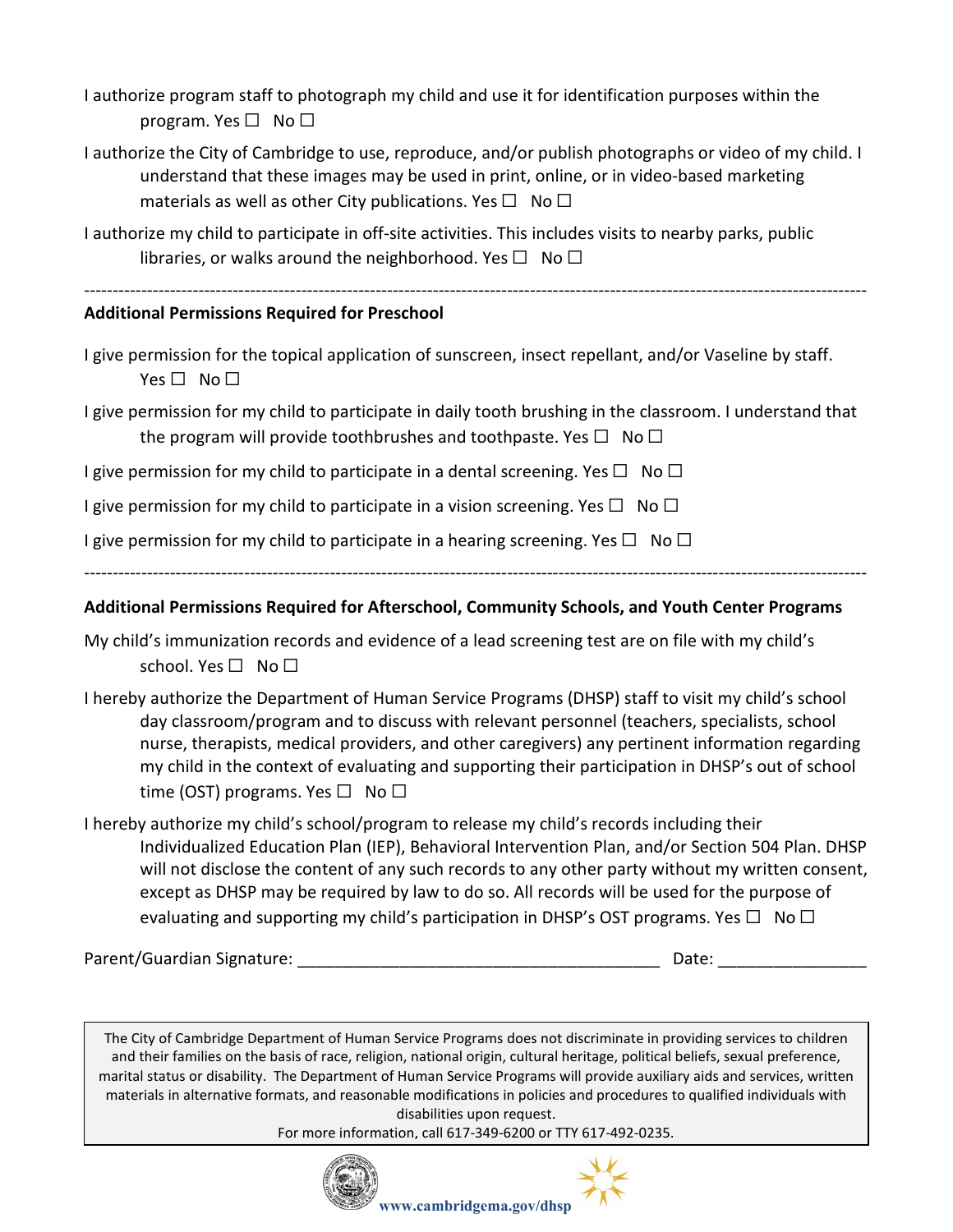I authorize program staff to photograph my child and use it for identification purposes within the program. Yes ☐ No ☐

I authorize the City of Cambridge to use, reproduce, and/or publish photographs or video of my child. I understand that these images may be used in print, online, or in video-based marketing materials as well as other City publications. Yes ☐ No ☐

I authorize my child to participate in off-site activities. This includes visits to nearby parks, public libraries, or walks around the neighborhood. Yes ☐ No ☐

---

**Additional Permissions Required for Preschool**

I give permission for the topical application of sunscreen, insect repellant, and/or Vaseline by staff. Yes ☐ No ☐

I give permission for my child to participate in daily tooth brushing in the classroom. I understand that the program will provide toothbrushes and toothpaste. Yes ☐ No ☐

I give permission for my child to participate in a dental screening. Yes ☐ No ☐

I give permission for my child to participate in a vision screening. Yes ☐ No ☐

I give permission for my child to participate in a hearing screening. Yes ☐ No ☐

---

**Additional Permissions Required for Afterschool, Community Schools, and Youth Center Programs**

My child's immunization records and evidence of a lead screening test are on file with my child's school. Yes ☐ No ☐

I hereby authorize the Department of Human Service Programs (DHSP) staff to visit my child's school day classroom/program and to discuss with relevant personnel (teachers, specialists, school nurse, therapists, medical providers, and other caregivers) any pertinent information regarding my child in the context of evaluating and supporting their participation in DHSP's out of school time (OST) programs. Yes ☐ No ☐

I hereby authorize my child's school/program to release my child's records including their Individualized Education Plan (IEP), Behavioral Intervention Plan, and/or Section 504 Plan. DHSP will not disclose the content of any such records to any other party without my written consent, except as DHSP may be required by law to do so. All records will be used for the purpose of evaluating and supporting my child's participation in DHSP's OST programs. Yes ☐ No ☐

Parent/Guardian Signature: ______________________________________ Date: _______________

The City of Cambridge Department of Human Service Programs does not discriminate in providing services to children and their families on the basis of race, religion, national origin, cultural heritage, political beliefs, sexual preference, marital status or disability. The Department of Human Service Programs will provide auxiliary aids and services, written materials in alternative formats, and reasonable modifications in policies and procedures to qualified individuals with disabilities upon request.
For more information, call 617-349-6200 or TTY 617-492-0235.

www.cambridgema.gov/dhsp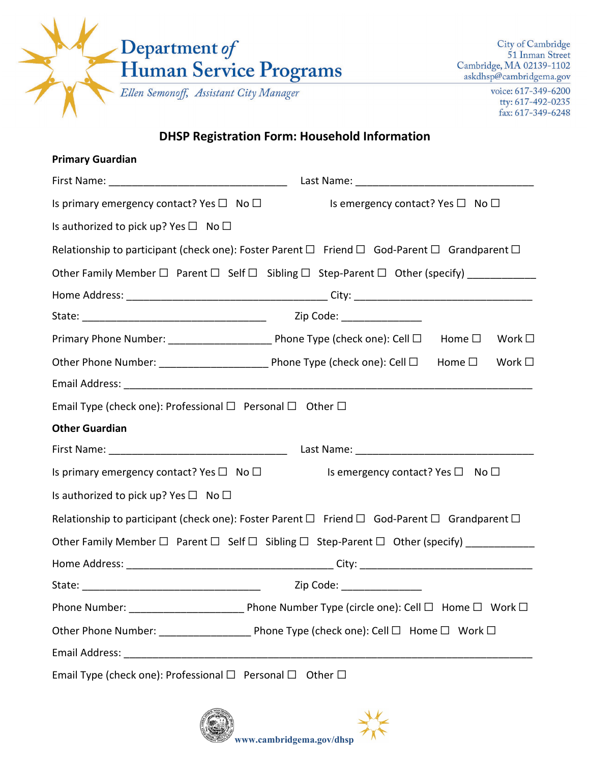**Department of Human Service Programs**

*Ellen Semonoff, Assistant City Manager*

City of Cambridge
51 Inman Street
Cambridge, MA 02139-1102
askdhsp@cambridgema.gov

voice: 617-349-6200
tty: 617-492-0235
fax: 617-349-6248

## DHSP Registration Form: Household Information

**Primary Guardian**

First Name: ______________________________ Last Name: ______________________________

Is primary emergency contact? Yes ☐ No ☐ Is emergency contact? Yes ☐ No ☐

Is authorized to pick up? Yes ☐ No ☐

Relationship to participant (check one): Foster Parent ☐ Friend ☐ God-Parent ☐ Grandparent ☐

Other Family Member ☐ Parent ☐ Self ☐ Sibling ☐ Step-Parent ☐ Other (specify) ___________

Home Address: __________________________________ City: ______________________________

State: _______________________________ Zip Code: _____________

Primary Phone Number: _________________ Phone Type (check one): Cell ☐ Home ☐ Work ☐

Other Phone Number: _________________ Phone Type (check one): Cell ☐ Home ☐ Work ☐

Email Address: ____________________________________________________________________

Email Type (check one): Professional ☐ Personal ☐ Other ☐

**Other Guardian**

First Name: ______________________________ Last Name: ______________________________

Is primary emergency contact? Yes ☐ No ☐ Is emergency contact? Yes ☐ No ☐

Is authorized to pick up? Yes ☐ No ☐

Relationship to participant (check one): Foster Parent ☐ Friend ☐ God-Parent ☐ Grandparent ☐

Other Family Member ☐ Parent ☐ Self ☐ Sibling ☐ Step-Parent ☐ Other (specify) ___________

Home Address: __________________________________ City: ______________________________

State: ______________________________ Zip Code: _____________

Phone Number: ___________________ Phone Number Type (circle one): Cell ☐ Home ☐ Work ☐

Other Phone Number: _______________ Phone Type (check one): Cell ☐ Home ☐ Work ☐

Email Address: ____________________________________________________________________

Email Type (check one): Professional ☐ Personal ☐ Other ☐

www.cambridgema.gov/dhsp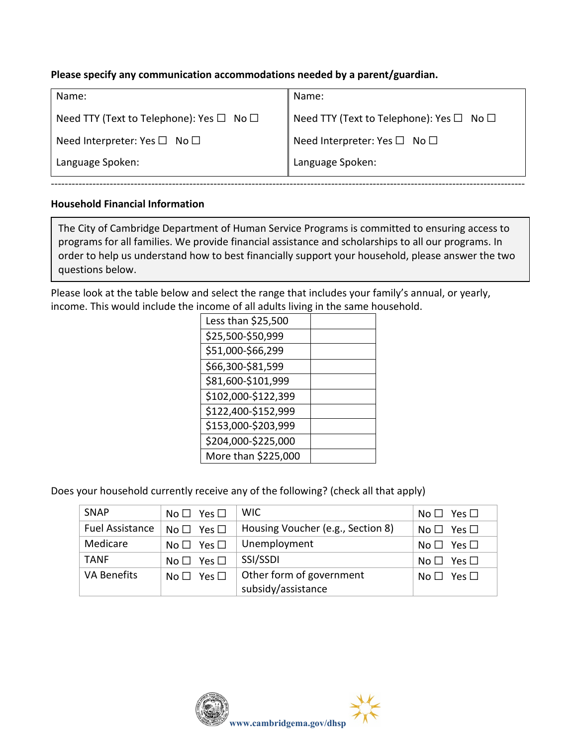**Please specify any communication accommodations needed by a parent/guardian.**

| | |
|---|---|
| Name: | Name: |
| Need TTY (Text to Telephone): Yes ☐ No ☐ | Need TTY (Text to Telephone): Yes ☐ No ☐ |
| Need Interpreter: Yes ☐ No ☐ | Need Interpreter: Yes ☐ No ☐ |
| Language Spoken: | Language Spoken: |

---

**Household Financial Information**

The City of Cambridge Department of Human Service Programs is committed to ensuring access to programs for all families. We provide financial assistance and scholarships to all our programs. In order to help us understand how to best financially support your household, please answer the two questions below.

Please look at the table below and select the range that includes your family's annual, or yearly, income. This would include the income of all adults living in the same household.

| | |
|---|---|
| Less than $25,500 | |
| $25,500-$50,999 | |
| $51,000-$66,299 | |
| $66,300-$81,599 | |
| $81,600-$101,999 | |
| $102,000-$122,399 | |
| $122,400-$152,999 | |
| $153,000-$203,999 | |
| $204,000-$225,000 | |
| More than $225,000 | |

Does your household currently receive any of the following? (check all that apply)

| | | | |
|---|---|---|---|
| SNAP | No ☐ Yes ☐ | WIC | No ☐ Yes ☐ |
| Fuel Assistance | No ☐ Yes ☐ | Housing Voucher (e.g., Section 8) | No ☐ Yes ☐ |
| Medicare | No ☐ Yes ☐ | Unemployment | No ☐ Yes ☐ |
| TANF | No ☐ Yes ☐ | SSI/SSDI | No ☐ Yes ☐ |
| VA Benefits | No ☐ Yes ☐ | Other form of government subsidy/assistance | No ☐ Yes ☐ |

www.cambridgema.gov/dhsp